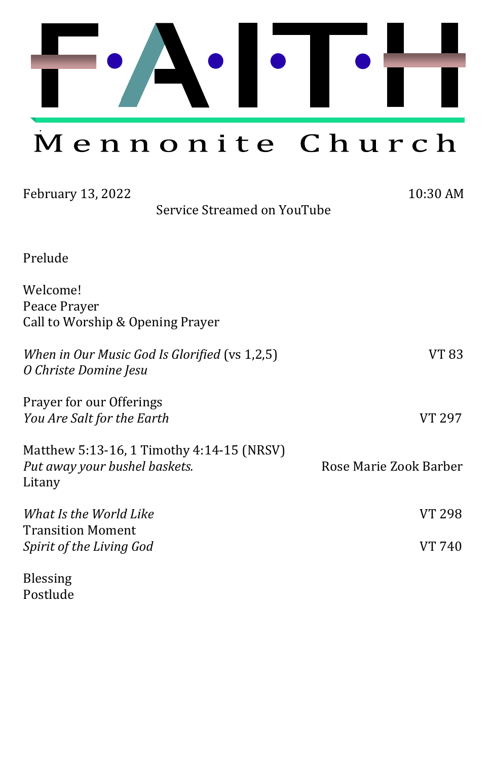# F·A·I·T·H

## Mennonite Church

February 13, 2022 10:30 AM

Service Streamed on YouTube

Prelude

Welcome!
Peace Prayer
Call to Worship & Opening Prayer

*When in Our Music God Is Glorified* (vs 1,2,5) VT 83
*O Christe Domine Jesu*

Prayer for our Offerings
*You Are Salt for the Earth* VT 297

Matthew 5:13-16, 1 Timothy 4:14-15 (NRSV)
*Put away your bushel baskets.* Rose Marie Zook Barber
Litany

*What Is the World Like* VT 298
Transition Moment
*Spirit of the Living God* VT 740

Blessing
Postlude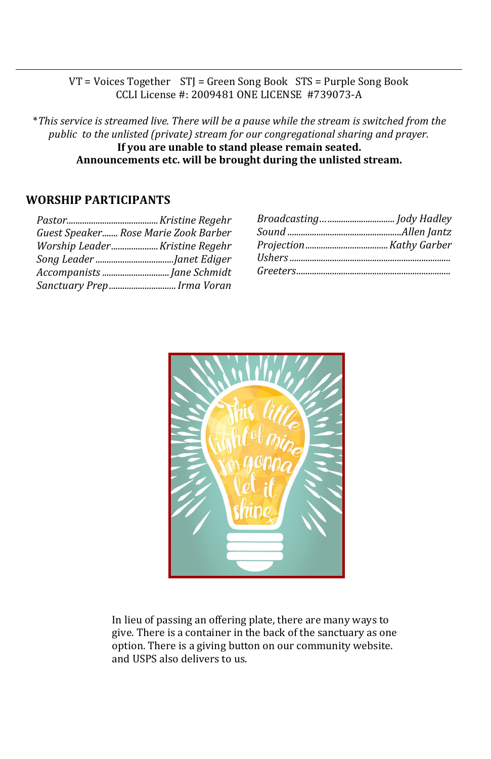VT = Voices Together STJ = Green Song Book STS = Purple Song Book
CCLI License #: 2009481 ONE LICENSE #739073-A

**\*This service is streamed live. There will be a pause while the stream is switched from the public to the unlisted (private) stream for our congregational sharing and prayer.*
**If you are unable to stand please remain seated.**
**Announcements etc. will be brought during the unlisted stream.**

## WORSHIP PARTICIPANTS

*Pastor*........................................ *Kristine Regehr*
*Guest Speaker*....... *Rose Marie Zook Barber*
*Worship Leader*..................... *Kristine Regehr*
*Song Leader*..................................*Janet Ediger*
*Accompanists*............................. *Jane Schmidt*
*Sanctuary Prep*............................. *Irma Voran*

*Broadcasting*…............................ *Jody Hadley*
*Sound*..................................................*Allen Jantz*
*Projection*.................................... *Kathy Garber*
*Ushers*......................................................................
*Greeters*....................................................................

In lieu of passing an offering plate, there are many ways to give. There is a container in the back of the sanctuary as one option. There is a giving button on our community website. and USPS also delivers to us.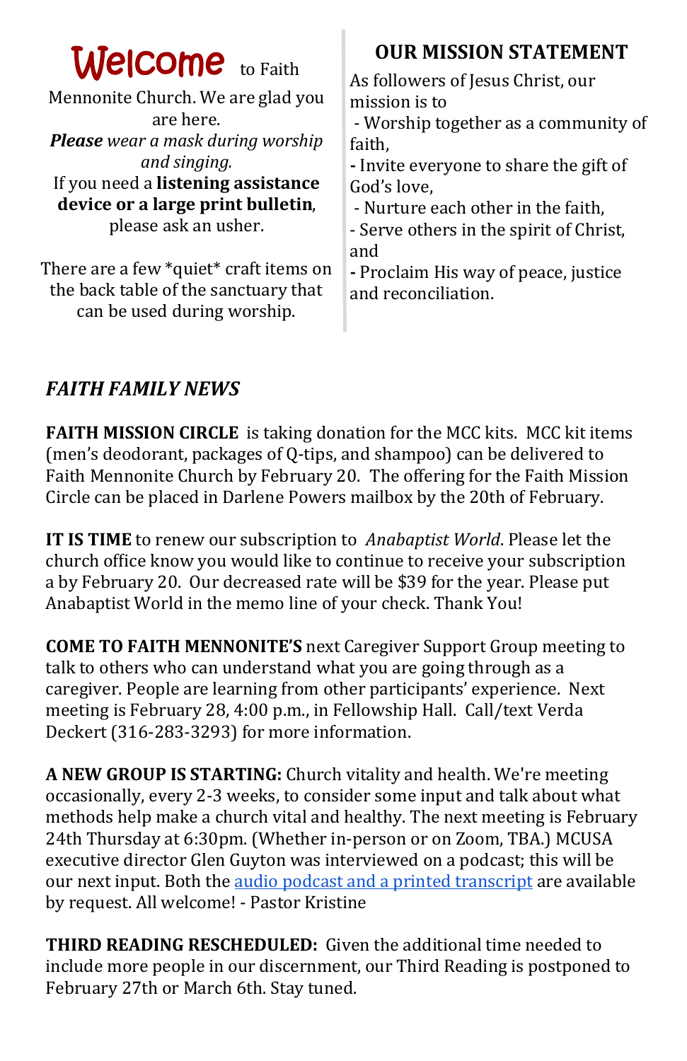**Welcome** to Faith Mennonite Church. We are glad you are here.

***Please*** *wear a mask during worship and singing.*

If you need a **listening assistance device or a large print bulletin**, please ask an usher.

There are a few *quiet* craft items on the back table of the sanctuary that can be used during worship.

## OUR MISSION STATEMENT

As followers of Jesus Christ, our mission is to

- Worship together as a community of faith,
- Invite everyone to share the gift of God's love,
- Nurture each other in the faith,
- Serve others in the spirit of Christ, and
- Proclaim His way of peace, justice and reconciliation.

## *FAITH FAMILY NEWS*

**FAITH MISSION CIRCLE** is taking donation for the MCC kits. MCC kit items (men's deodorant, packages of Q-tips, and shampoo) can be delivered to Faith Mennonite Church by February 20. The offering for the Faith Mission Circle can be placed in Darlene Powers mailbox by the 20th of February.

**IT IS TIME** to renew our subscription to *Anabaptist World*. Please let the church office know you would like to continue to receive your subscription a by February 20. Our decreased rate will be $39 for the year. Please put Anabaptist World in the memo line of your check. Thank You!

**COME TO FAITH MENNONITE'S** next Caregiver Support Group meeting to talk to others who can understand what you are going through as a caregiver. People are learning from other participants' experience. Next meeting is February 28, 4:00 p.m., in Fellowship Hall. Call/text Verda Deckert (316-283-3293) for more information.

**A NEW GROUP IS STARTING:** Church vitality and health. We're meeting occasionally, every 2-3 weeks, to consider some input and talk about what methods help make a church vital and healthy. The next meeting is February 24th Thursday at 6:30pm. (Whether in-person or on Zoom, TBA.) MCUSA executive director Glen Guyton was interviewed on a podcast; this will be our next input. Both the audio podcast and a printed transcript are available by request. All welcome! - Pastor Kristine

**THIRD READING RESCHEDULED:** Given the additional time needed to include more people in our discernment, our Third Reading is postponed to February 27th or March 6th. Stay tuned.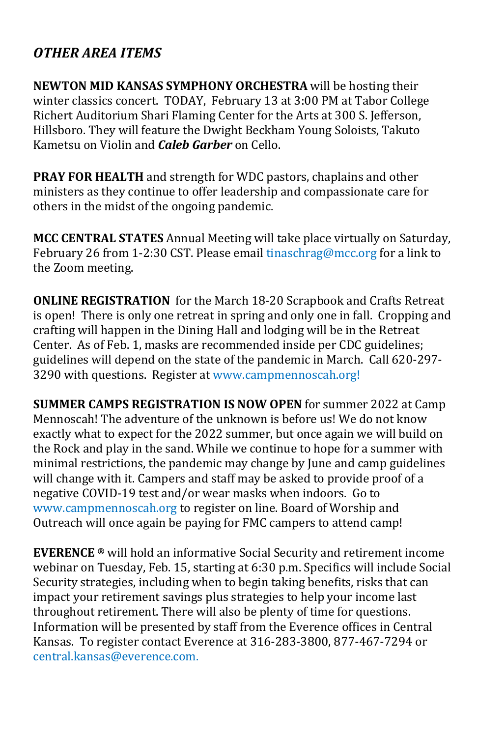## *OTHER AREA ITEMS*

**NEWTON MID KANSAS SYMPHONY ORCHESTRA** will be hosting their winter classics concert. TODAY, February 13 at 3:00 PM at Tabor College Richert Auditorium Shari Flaming Center for the Arts at 300 S. Jefferson, Hillsboro. They will feature the Dwight Beckham Young Soloists, Takuto Kametsu on Violin and ***Caleb Garber*** on Cello.

**PRAY FOR HEALTH** and strength for WDC pastors, chaplains and other ministers as they continue to offer leadership and compassionate care for others in the midst of the ongoing pandemic.

**MCC CENTRAL STATES** Annual Meeting will take place virtually on Saturday, February 26 from 1-2:30 CST. Please email tinaschrag@mcc.org for a link to the Zoom meeting.

**ONLINE REGISTRATION** for the March 18-20 Scrapbook and Crafts Retreat is open! There is only one retreat in spring and only one in fall. Cropping and crafting will happen in the Dining Hall and lodging will be in the Retreat Center. As of Feb. 1, masks are recommended inside per CDC guidelines; guidelines will depend on the state of the pandemic in March. Call 620-297-3290 with questions. Register at www.campmennoscah.org!

**SUMMER CAMPS REGISTRATION IS NOW OPEN** for summer 2022 at Camp Mennoscah! The adventure of the unknown is before us! We do not know exactly what to expect for the 2022 summer, but once again we will build on the Rock and play in the sand. While we continue to hope for a summer with minimal restrictions, the pandemic may change by June and camp guidelines will change with it. Campers and staff may be asked to provide proof of a negative COVID-19 test and/or wear masks when indoors. Go to www.campmennoscah.org to register on line. Board of Worship and Outreach will once again be paying for FMC campers to attend camp!

**EVERENCE ®** will hold an informative Social Security and retirement income webinar on Tuesday, Feb. 15, starting at 6:30 p.m. Specifics will include Social Security strategies, including when to begin taking benefits, risks that can impact your retirement savings plus strategies to help your income last throughout retirement. There will also be plenty of time for questions. Information will be presented by staff from the Everence offices in Central Kansas. To register contact Everence at 316-283-3800, 877-467-7294 or central.kansas@everence.com.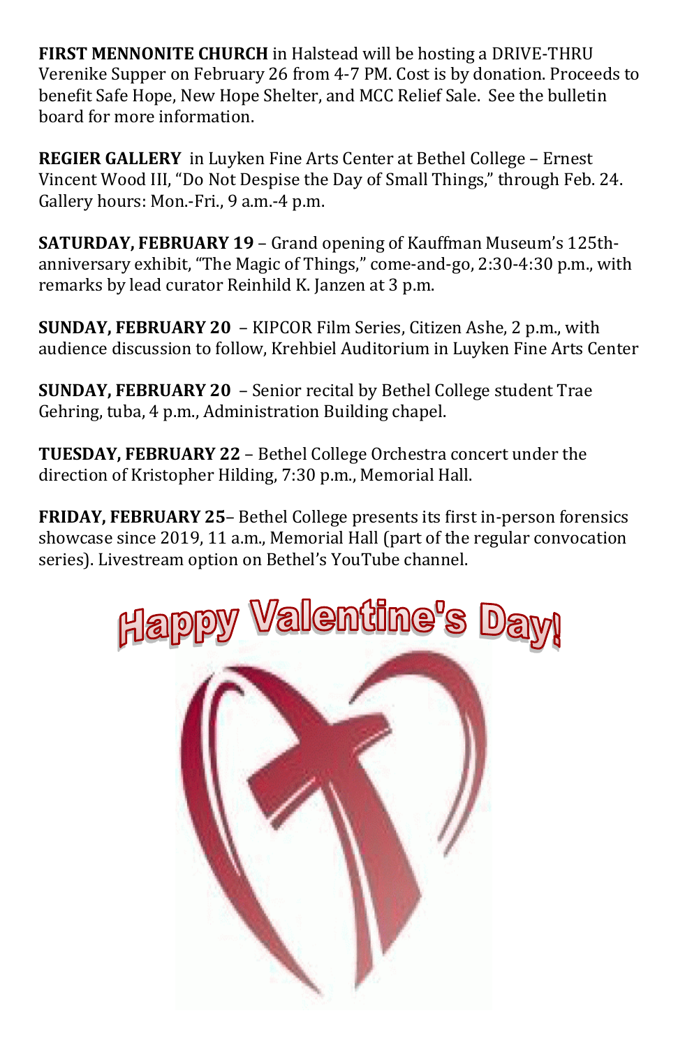**FIRST MENNONITE CHURCH** in Halstead will be hosting a DRIVE-THRU Verenike Supper on February 26 from 4-7 PM. Cost is by donation. Proceeds to benefit Safe Hope, New Hope Shelter, and MCC Relief Sale. See the bulletin board for more information.

**REGIER GALLERY** in Luyken Fine Arts Center at Bethel College – Ernest Vincent Wood III, "Do Not Despise the Day of Small Things," through Feb. 24. Gallery hours: Mon.-Fri., 9 a.m.-4 p.m.

**SATURDAY, FEBRUARY 19** – Grand opening of Kauffman Museum's 125th-anniversary exhibit, "The Magic of Things," come-and-go, 2:30-4:30 p.m., with remarks by lead curator Reinhild K. Janzen at 3 p.m.

**SUNDAY, FEBRUARY 20** – KIPCOR Film Series, Citizen Ashe, 2 p.m., with audience discussion to follow, Krehbiel Auditorium in Luyken Fine Arts Center

**SUNDAY, FEBRUARY 20** – Senior recital by Bethel College student Trae Gehring, tuba, 4 p.m., Administration Building chapel.

**TUESDAY, FEBRUARY 22** – Bethel College Orchestra concert under the direction of Kristopher Hilding, 7:30 p.m., Memorial Hall.

**FRIDAY, FEBRUARY 25**– Bethel College presents its first in-person forensics showcase since 2019, 11 a.m., Memorial Hall (part of the regular convocation series). Livestream option on Bethel's YouTube channel.

Happy Valentine's Day!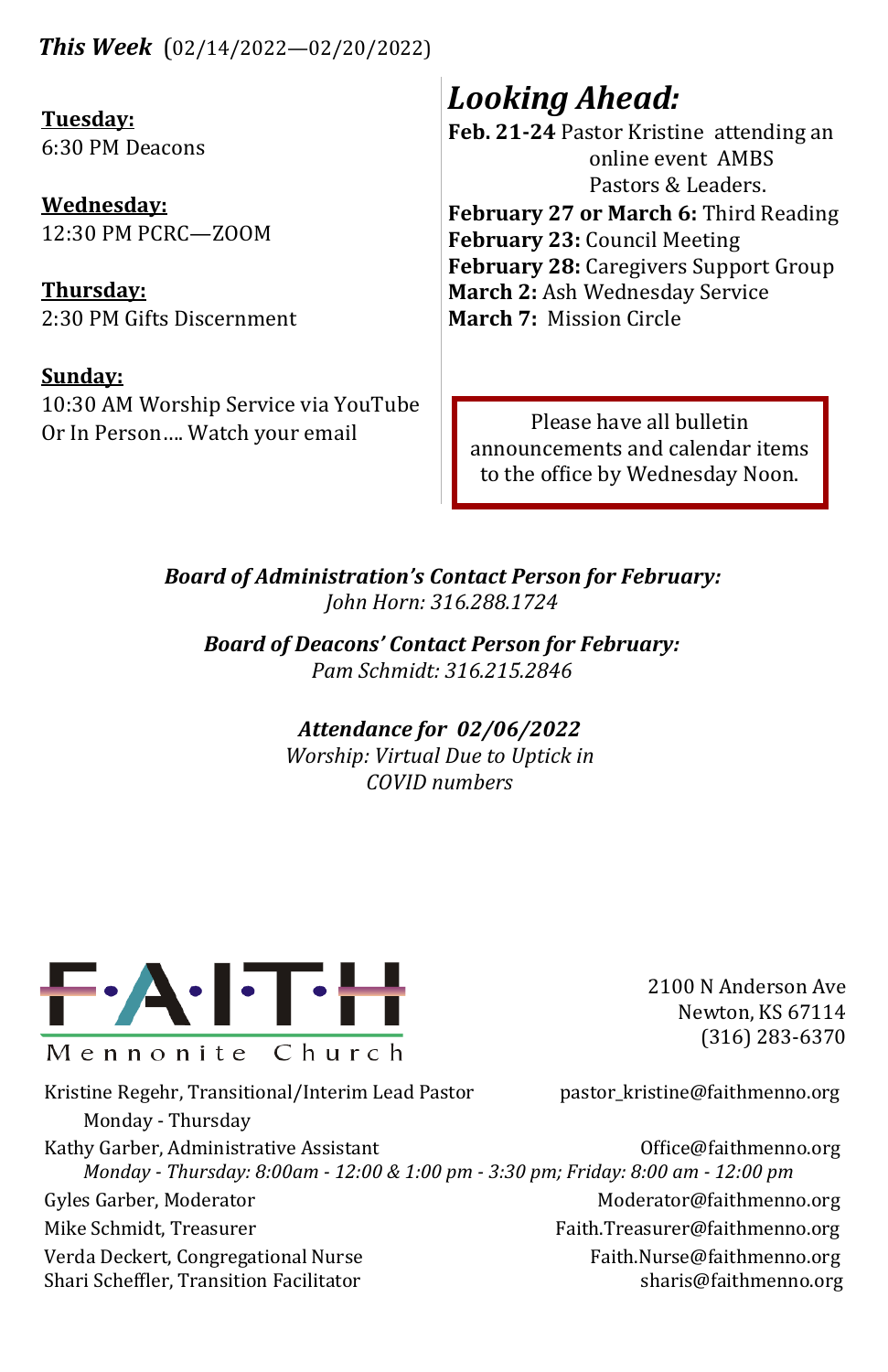*This Week* (02/14/2022—02/20/2022)

**Tuesday:**
6:30 PM Deacons

**Wednesday:**
12:30 PM PCRC—ZOOM

**Thursday:**
2:30 PM Gifts Discernment

**Sunday:**
10:30 AM Worship Service via YouTube
Or In Person…. Watch your email

## *Looking Ahead:*

**Feb. 21-24** Pastor Kristine attending an online event AMBS Pastors & Leaders.
**February 27 or March 6:** Third Reading
**February 23:** Council Meeting
**February 28:** Caregivers Support Group
**March 2:** Ash Wednesday Service
**March 7:** Mission Circle

Please have all bulletin announcements and calendar items to the office by Wednesday Noon.

***Board of Administration's Contact Person for February:***
*John Horn: 316.288.1724*

***Board of Deacons' Contact Person for February:***
*Pam Schmidt: 316.215.2846*

***Attendance for 02/06/2022***
*Worship: Virtual Due to Uptick in COVID numbers*

FAITH Mennonite Church

2100 N Anderson Ave
Newton, KS 67114
(316) 283-6370

Kristine Regehr, Transitional/Interim Lead Pastor — pastor_kristine@faithmenno.org
Monday - Thursday
Kathy Garber, Administrative Assistant — Office@faithmenno.org
*Monday - Thursday: 8:00am - 12:00 & 1:00 pm - 3:30 pm; Friday: 8:00 am - 12:00 pm*
Gyles Garber, Moderator — Moderator@faithmenno.org
Mike Schmidt, Treasurer — Faith.Treasurer@faithmenno.org
Verda Deckert, Congregational Nurse — Faith.Nurse@faithmenno.org
Shari Scheffler, Transition Facilitator — sharis@faithmenno.org